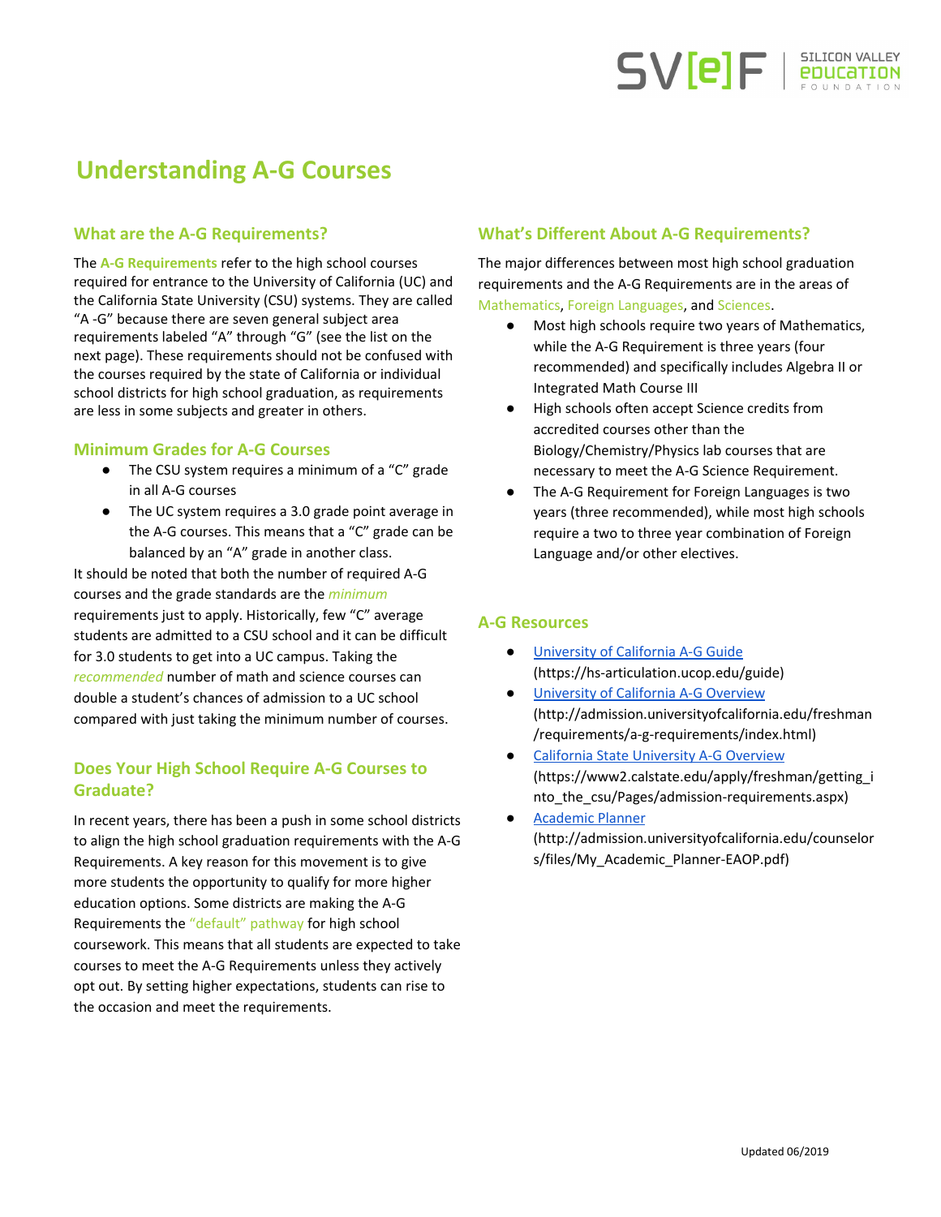# Understanding A-G Courses

## What are the A-G Requirements?

The **A-G Requirements** refer to the high school courses required for entrance to the University of California (UC) and the California State University (CSU) systems. They are called "A -G" because there are seven general subject area requirements labeled "A" through "G" (see the list on the next page). These requirements should not be confused with the courses required by the state of California or individual school districts for high school graduation, as requirements are less in some subjects and greater in others.

### Minimum Grades for A-G Courses

- The CSU system requires a minimum of a "C" grade in all A-G courses
- The UC system requires a 3.0 grade point average in the A-G courses. This means that a "C" grade can be balanced by an "A" grade in another class.

It should be noted that both the number of required A-G courses and the grade standards are the *minimum* requirements just to apply. Historically, few "C" average students are admitted to a CSU school and it can be difficult for 3.0 students to get into a UC campus. Taking the *recommended* number of math and science courses can double a student's chances of admission to a UC school compared with just taking the minimum number of courses.

## Does Your High School Require A-G Courses to Graduate?

In recent years, there has been a push in some school districts to align the high school graduation requirements with the A-G Requirements. A key reason for this movement is to give more students the opportunity to qualify for more higher education options. Some districts are making the A-G Requirements the "default" pathway for high school coursework. This means that all students are expected to take courses to meet the A-G Requirements unless they actively opt out. By setting higher expectations, students can rise to the occasion and meet the requirements.

## What's Different About A-G Requirements?

The major differences between most high school graduation requirements and the A-G Requirements are in the areas of Mathematics, Foreign Languages, and Sciences.

- Most high schools require two years of Mathematics, while the A-G Requirement is three years (four recommended) and specifically includes Algebra II or Integrated Math Course III
- High schools often accept Science credits from accredited courses other than the Biology/Chemistry/Physics lab courses that are necessary to meet the A-G Science Requirement.
- The A-G Requirement for Foreign Languages is two years (three recommended), while most high schools require a two to three year combination of Foreign Language and/or other electives.

## A-G Resources

- [University of California A-G Guide](https://hs-articulation.ucop.edu/guide) (https://hs-articulation.ucop.edu/guide)
- [University of California A-G Overview](http://admission.universityofcalifornia.edu/freshman/requirements/a-g-requirements/index.html) (http://admission.universityofcalifornia.edu/freshman/requirements/a-g-requirements/index.html)
- [California State University A-G Overview](https://www2.calstate.edu/apply/freshman/getting_into_the_csu/Pages/admission-requirements.aspx) (https://www2.calstate.edu/apply/freshman/getting_into_the_csu/Pages/admission-requirements.aspx)
- [Academic Planner](http://admission.universityofcalifornia.edu/counselors/files/My_Academic_Planner-EAOP.pdf) (http://admission.universityofcalifornia.edu/counselors/files/My_Academic_Planner-EAOP.pdf)

Updated 06/2019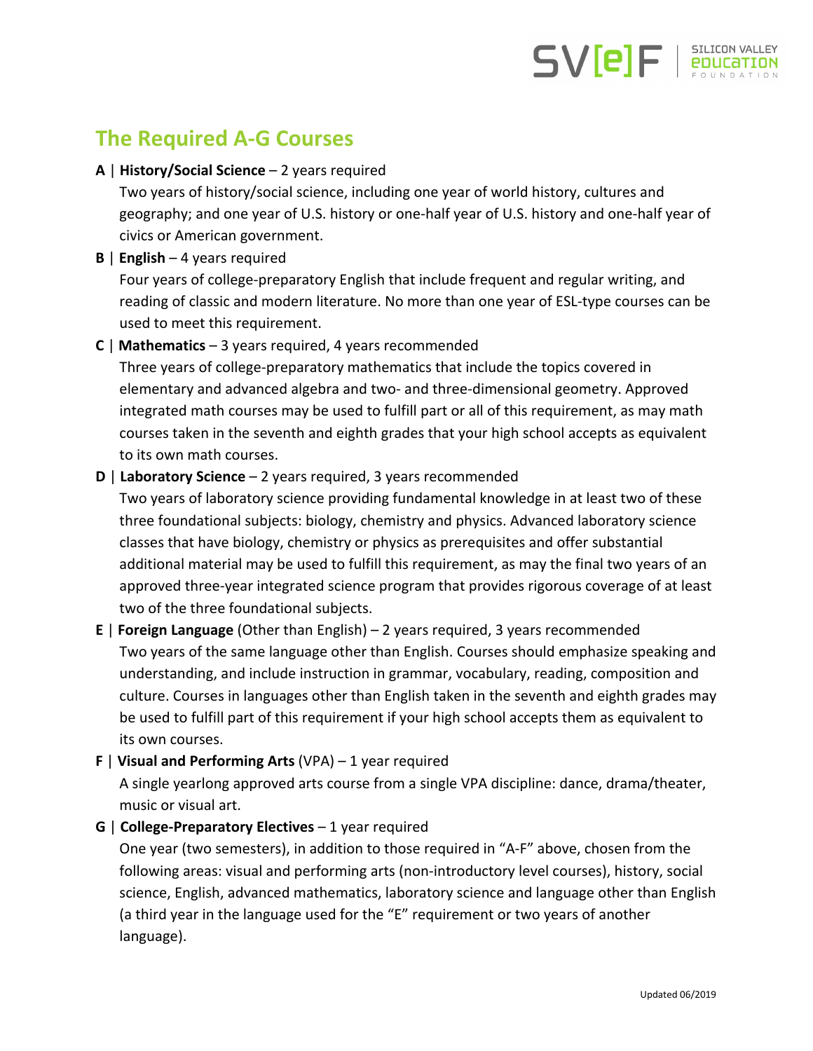## The Required A-G Courses

**A** | **History/Social Science** – 2 years required

Two years of history/social science, including one year of world history, cultures and geography; and one year of U.S. history or one-half year of U.S. history and one-half year of civics or American government.

**B** | **English** – 4 years required

Four years of college-preparatory English that include frequent and regular writing, and reading of classic and modern literature. No more than one year of ESL-type courses can be used to meet this requirement.

**C** | **Mathematics** – 3 years required, 4 years recommended

Three years of college-preparatory mathematics that include the topics covered in elementary and advanced algebra and two- and three-dimensional geometry. Approved integrated math courses may be used to fulfill part or all of this requirement, as may math courses taken in the seventh and eighth grades that your high school accepts as equivalent to its own math courses.

**D** | **Laboratory Science** – 2 years required, 3 years recommended

Two years of laboratory science providing fundamental knowledge in at least two of these three foundational subjects: biology, chemistry and physics. Advanced laboratory science classes that have biology, chemistry or physics as prerequisites and offer substantial additional material may be used to fulfill this requirement, as may the final two years of an approved three-year integrated science program that provides rigorous coverage of at least two of the three foundational subjects.

**E** | **Foreign Language** (Other than English) – 2 years required, 3 years recommended

Two years of the same language other than English. Courses should emphasize speaking and understanding, and include instruction in grammar, vocabulary, reading, composition and culture. Courses in languages other than English taken in the seventh and eighth grades may be used to fulfill part of this requirement if your high school accepts them as equivalent to its own courses.

**F** | **Visual and Performing Arts** (VPA) – 1 year required

A single yearlong approved arts course from a single VPA discipline: dance, drama/theater, music or visual art.

**G** | **College-Preparatory Electives** – 1 year required

One year (two semesters), in addition to those required in "A-F" above, chosen from the following areas: visual and performing arts (non-introductory level courses), history, social science, English, advanced mathematics, laboratory science and language other than English (a third year in the language used for the "E" requirement or two years of another language).

Updated 06/2019